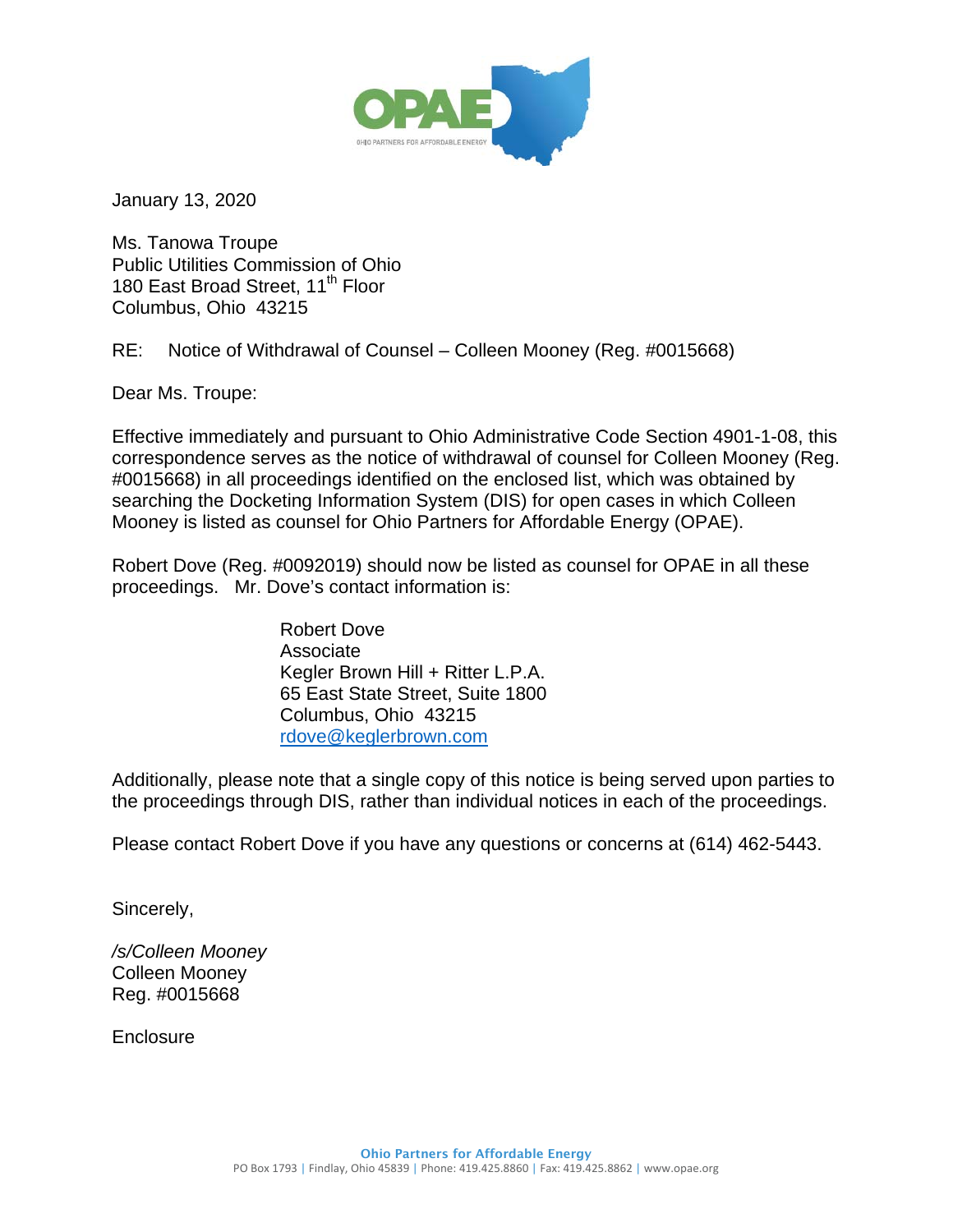OPAE
OHIO PARTNERS FOR AFFORDABLE ENERGY

January 13, 2020

Ms. Tanowa Troupe
Public Utilities Commission of Ohio
180 East Broad Street, 11th Floor
Columbus, Ohio 43215

RE: Notice of Withdrawal of Counsel – Colleen Mooney (Reg. #0015668)

Dear Ms. Troupe:

Effective immediately and pursuant to Ohio Administrative Code Section 4901-1-08, this correspondence serves as the notice of withdrawal of counsel for Colleen Mooney (Reg. #0015668) in all proceedings identified on the enclosed list, which was obtained by searching the Docketing Information System (DIS) for open cases in which Colleen Mooney is listed as counsel for Ohio Partners for Affordable Energy (OPAE).

Robert Dove (Reg. #0092019) should now be listed as counsel for OPAE in all these proceedings. Mr. Dove's contact information is:

Robert Dove
Associate
Kegler Brown Hill + Ritter L.P.A.
65 East State Street, Suite 1800
Columbus, Ohio 43215
rdove@keglerbrown.com

Additionally, please note that a single copy of this notice is being served upon parties to the proceedings through DIS, rather than individual notices in each of the proceedings.

Please contact Robert Dove if you have any questions or concerns at (614) 462-5443.

Sincerely,

*/s/Colleen Mooney*
Colleen Mooney
Reg. #0015668

Enclosure

**Ohio Partners for Affordable Energy**
PO Box 1793 | Findlay, Ohio 45839 | Phone: 419.425.8860 | Fax: 419.425.8862 | www.opae.org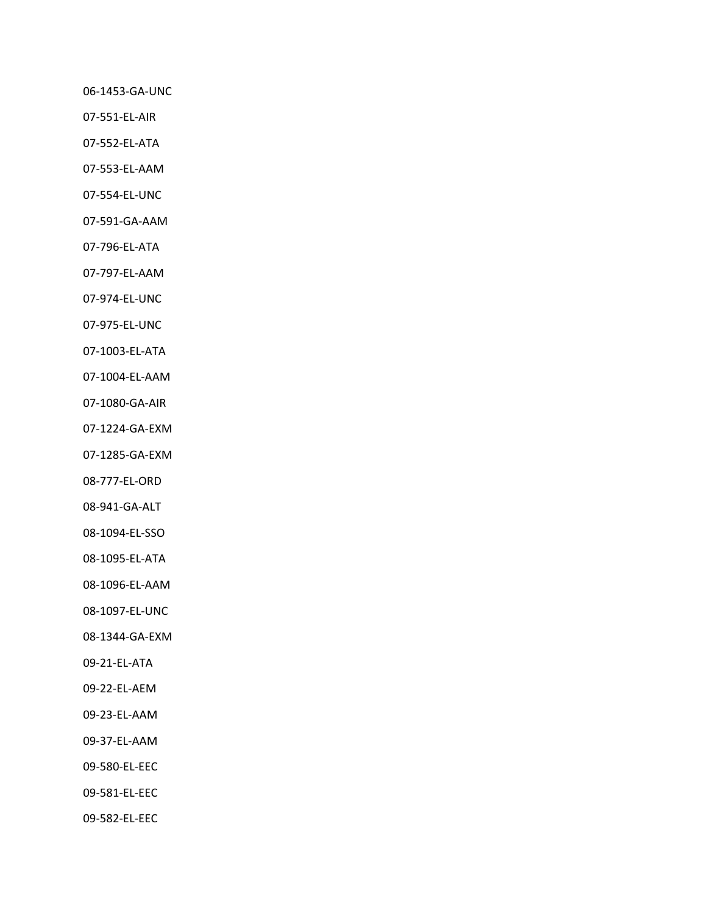06-1453-GA-UNC

07-551-EL-AIR

07-552-EL-ATA

07-553-EL-AAM

07-554-EL-UNC

07-591-GA-AAM

07-796-EL-ATA

07-797-EL-AAM

07-974-EL-UNC

07-975-EL-UNC

07-1003-EL-ATA

07-1004-EL-AAM

07-1080-GA-AIR

07-1224-GA-EXM

07-1285-GA-EXM

08-777-EL-ORD

08-941-GA-ALT

08-1094-EL-SSO

08-1095-EL-ATA

08-1096-EL-AAM

08-1097-EL-UNC

08-1344-GA-EXM

09-21-EL-ATA

09-22-EL-AEM

09-23-EL-AAM

09-37-EL-AAM

09-580-EL-EEC

09-581-EL-EEC

09-582-EL-EEC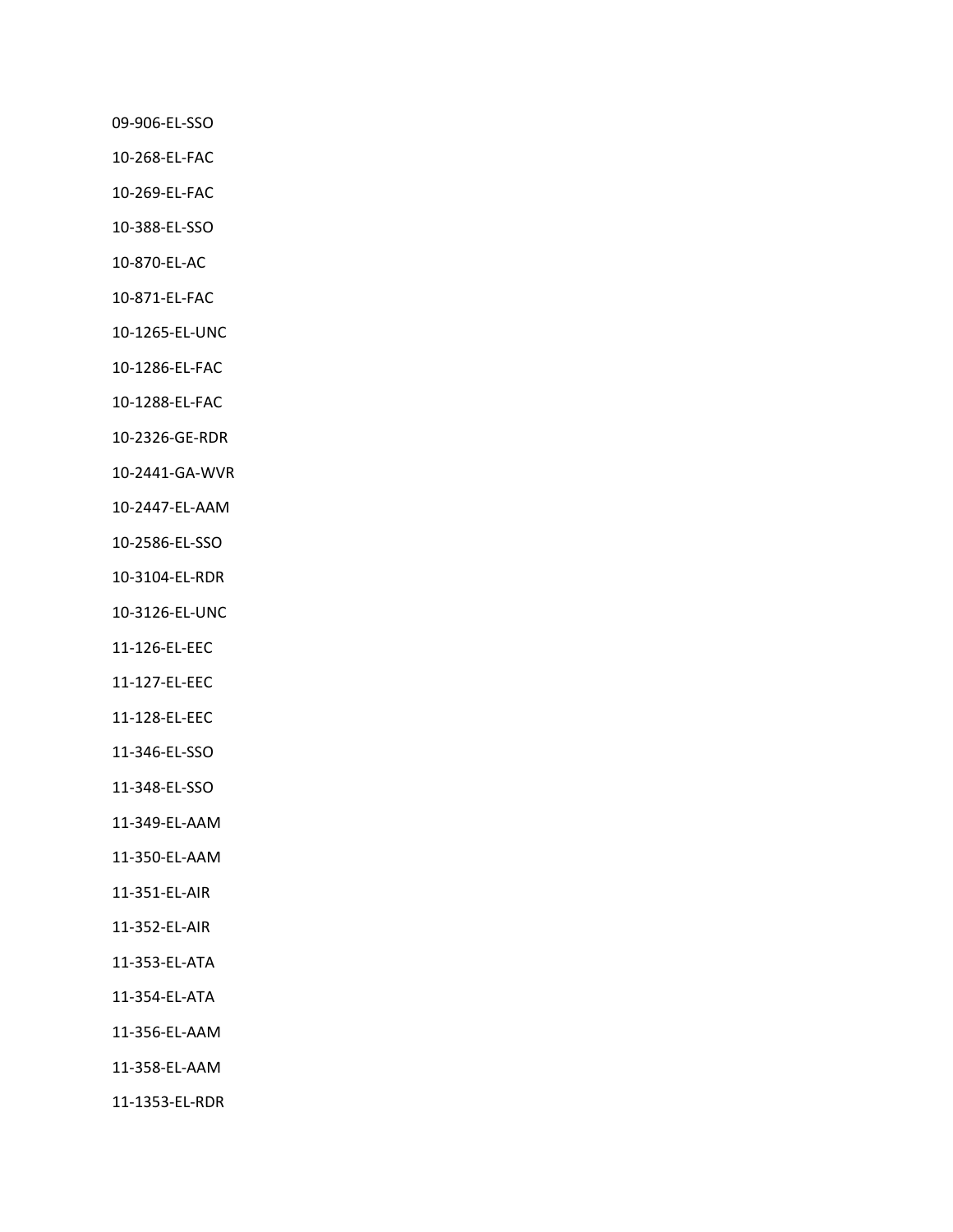09-906-EL-SSO

10-268-EL-FAC

10-269-EL-FAC

10-388-EL-SSO

10-870-EL-AC

10-871-EL-FAC

10-1265-EL-UNC

10-1286-EL-FAC

10-1288-EL-FAC

10-2326-GE-RDR

10-2441-GA-WVR

10-2447-EL-AAM

10-2586-EL-SSO

10-3104-EL-RDR

10-3126-EL-UNC

11-126-EL-EEC

11-127-EL-EEC

11-128-EL-EEC

11-346-EL-SSO

11-348-EL-SSO

11-349-EL-AAM

11-350-EL-AAM

11-351-EL-AIR

11-352-EL-AIR

11-353-EL-ATA

11-354-EL-ATA

11-356-EL-AAM

11-358-EL-AAM

11-1353-EL-RDR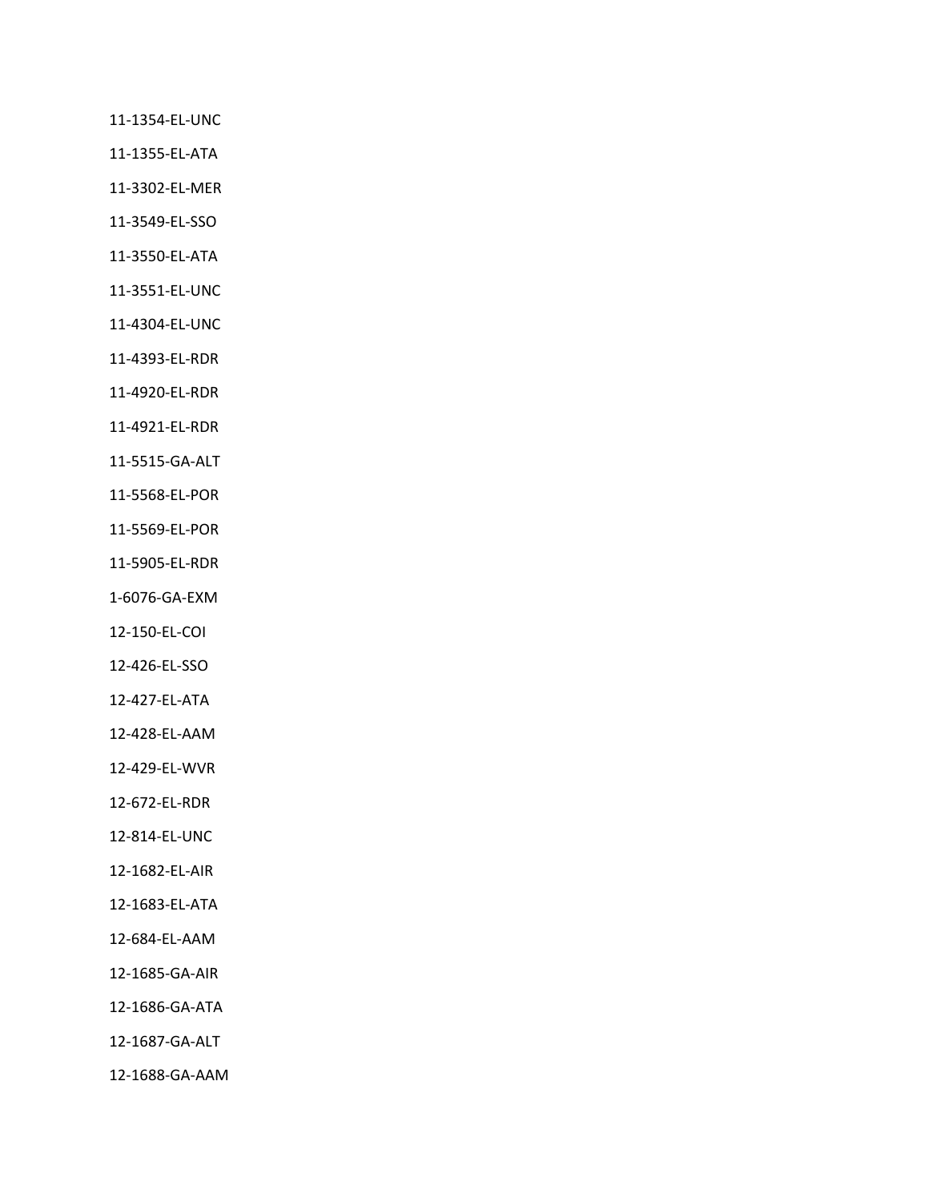11-1354-EL-UNC

11-1355-EL-ATA

11-3302-EL-MER

11-3549-EL-SSO

11-3550-EL-ATA

11-3551-EL-UNC

11-4304-EL-UNC

11-4393-EL-RDR

11-4920-EL-RDR

11-4921-EL-RDR

11-5515-GA-ALT

11-5568-EL-POR

11-5569-EL-POR

11-5905-EL-RDR

1-6076-GA-EXM

12-150-EL-COI

12-426-EL-SSO

12-427-EL-ATA

12-428-EL-AAM

12-429-EL-WVR

12-672-EL-RDR

12-814-EL-UNC

12-1682-EL-AIR

12-1683-EL-ATA

12-684-EL-AAM

12-1685-GA-AIR

12-1686-GA-ATA

12-1687-GA-ALT

12-1688-GA-AAM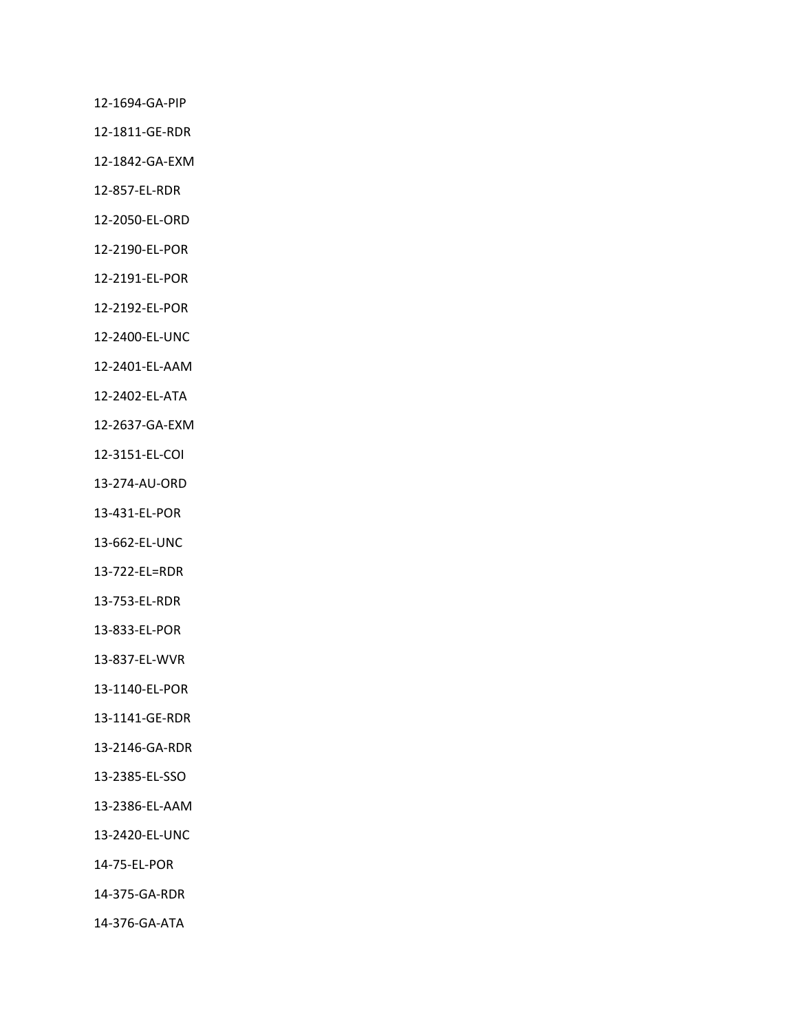12-1694-GA-PIP

12-1811-GE-RDR

12-1842-GA-EXM

12-857-EL-RDR

12-2050-EL-ORD

12-2190-EL-POR

12-2191-EL-POR

12-2192-EL-POR

12-2400-EL-UNC

12-2401-EL-AAM

12-2402-EL-ATA

12-2637-GA-EXM

12-3151-EL-COI

13-274-AU-ORD

13-431-EL-POR

13-662-EL-UNC

13-722-EL=RDR

13-753-EL-RDR

13-833-EL-POR

13-837-EL-WVR

13-1140-EL-POR

13-1141-GE-RDR

13-2146-GA-RDR

13-2385-EL-SSO

13-2386-EL-AAM

13-2420-EL-UNC

14-75-EL-POR

14-375-GA-RDR

14-376-GA-ATA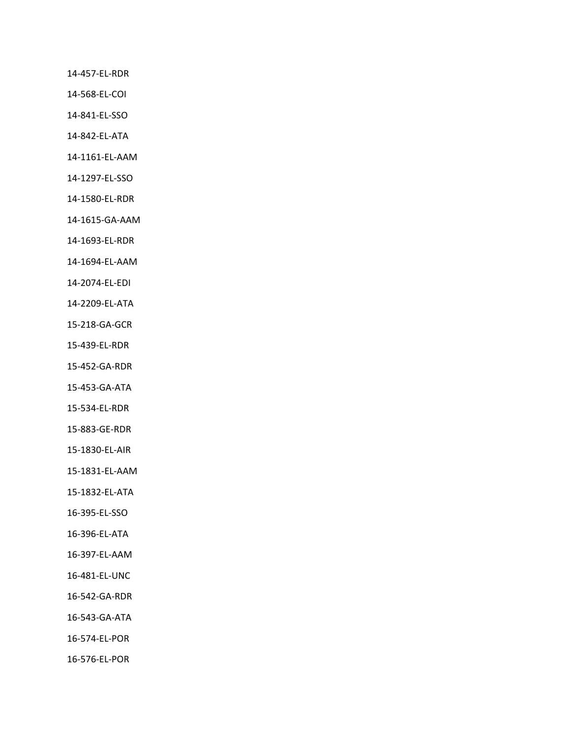14-457-EL-RDR

14-568-EL-COI

14-841-EL-SSO

14-842-EL-ATA

14-1161-EL-AAM

14-1297-EL-SSO

14-1580-EL-RDR

14-1615-GA-AAM

14-1693-EL-RDR

14-1694-EL-AAM

14-2074-EL-EDI

14-2209-EL-ATA

15-218-GA-GCR

15-439-EL-RDR

15-452-GA-RDR

15-453-GA-ATA

15-534-EL-RDR

15-883-GE-RDR

15-1830-EL-AIR

15-1831-EL-AAM

15-1832-EL-ATA

16-395-EL-SSO

16-396-EL-ATA

16-397-EL-AAM

16-481-EL-UNC

16-542-GA-RDR

16-543-GA-ATA

16-574-EL-POR

16-576-EL-POR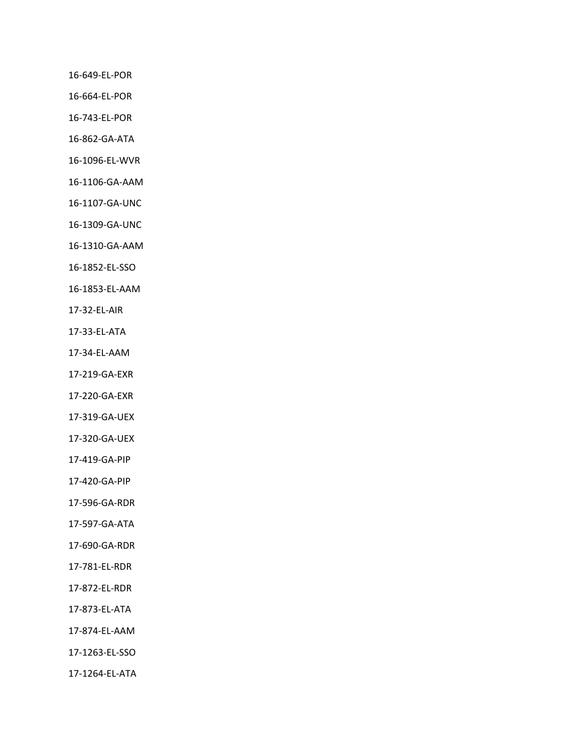16-649-EL-POR

16-664-EL-POR

16-743-EL-POR

16-862-GA-ATA

16-1096-EL-WVR

16-1106-GA-AAM

16-1107-GA-UNC

16-1309-GA-UNC

16-1310-GA-AAM

16-1852-EL-SSO

16-1853-EL-AAM

17-32-EL-AIR

17-33-EL-ATA

17-34-EL-AAM

17-219-GA-EXR

17-220-GA-EXR

17-319-GA-UEX

17-320-GA-UEX

17-419-GA-PIP

17-420-GA-PIP

17-596-GA-RDR

17-597-GA-ATA

17-690-GA-RDR

17-781-EL-RDR

17-872-EL-RDR

17-873-EL-ATA

17-874-EL-AAM

17-1263-EL-SSO

17-1264-EL-ATA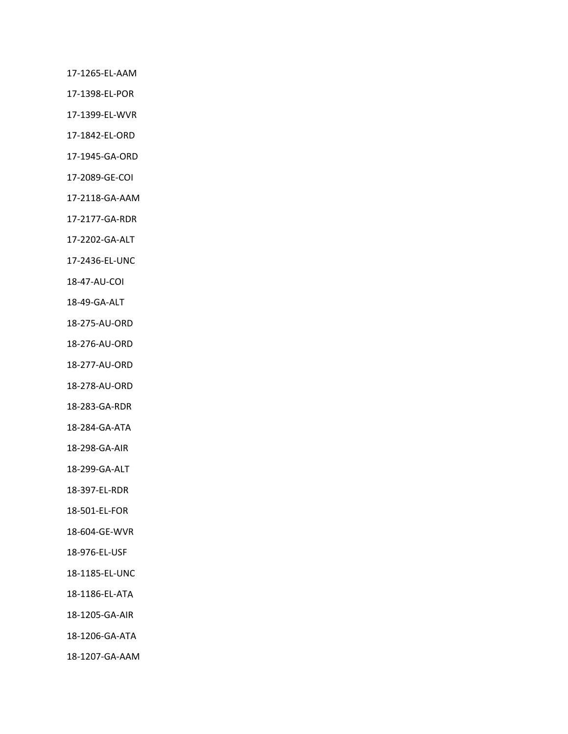17-1265-EL-AAM

17-1398-EL-POR

17-1399-EL-WVR

17-1842-EL-ORD

17-1945-GA-ORD

17-2089-GE-COI

17-2118-GA-AAM

17-2177-GA-RDR

17-2202-GA-ALT

17-2436-EL-UNC

18-47-AU-COI

18-49-GA-ALT

18-275-AU-ORD

18-276-AU-ORD

18-277-AU-ORD

18-278-AU-ORD

18-283-GA-RDR

18-284-GA-ATA

18-298-GA-AIR

18-299-GA-ALT

18-397-EL-RDR

18-501-EL-FOR

18-604-GE-WVR

18-976-EL-USF

18-1185-EL-UNC

18-1186-EL-ATA

18-1205-GA-AIR

18-1206-GA-ATA

18-1207-GA-AAM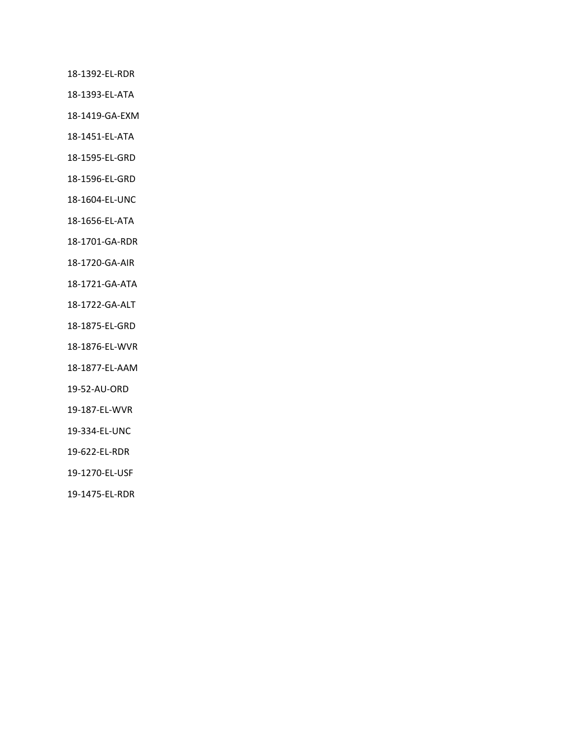18-1392-EL-RDR

18-1393-EL-ATA

18-1419-GA-EXM

18-1451-EL-ATA

18-1595-EL-GRD

18-1596-EL-GRD

18-1604-EL-UNC

18-1656-EL-ATA

18-1701-GA-RDR

18-1720-GA-AIR

18-1721-GA-ATA

18-1722-GA-ALT

18-1875-EL-GRD

18-1876-EL-WVR

18-1877-EL-AAM

19-52-AU-ORD

19-187-EL-WVR

19-334-EL-UNC

19-622-EL-RDR

19-1270-EL-USF

19-1475-EL-RDR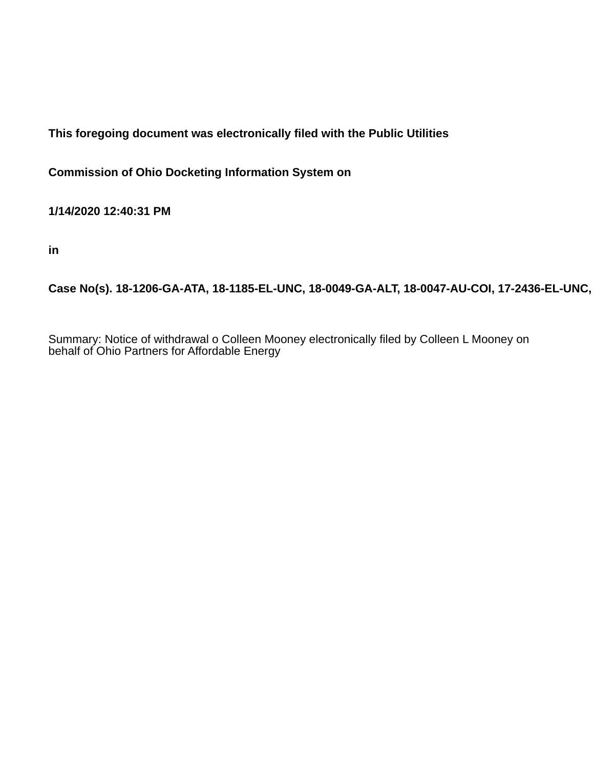**This foregoing document was electronically filed with the Public Utilities**

**Commission of Ohio Docketing Information System on**

**1/14/2020 12:40:31 PM**

**in**

**Case No(s). 18-1206-GA-ATA, 18-1185-EL-UNC, 18-0049-GA-ALT, 18-0047-AU-COI, 17-2436-EL-UNC,**

Summary: Notice of withdrawal o Colleen Mooney electronically filed by Colleen L Mooney on behalf of Ohio Partners for Affordable Energy